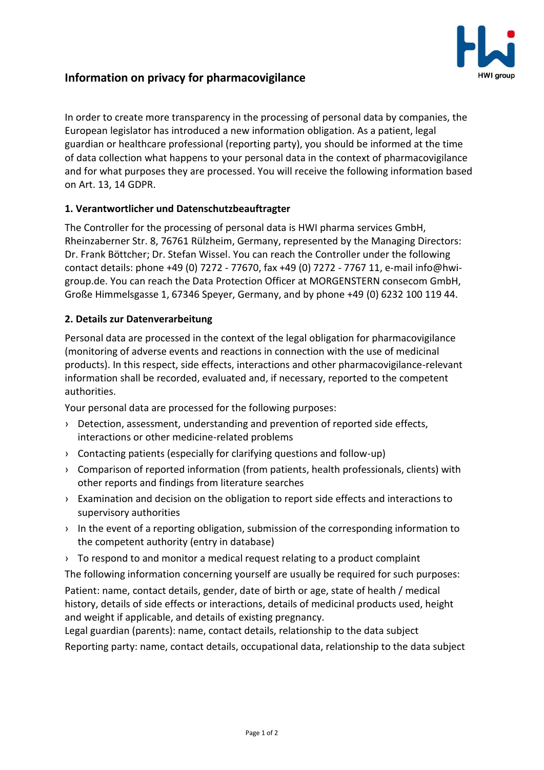# Information on privacy for pharmacovigilance

In order to create more transparency in the processing of personal data by companies, the European legislator has introduced a new information obligation. As a patient, legal guardian or healthcare professional (reporting party), you should be informed at the time of data collection what happens to your personal data in the context of pharmacovigilance and for what purposes they are processed. You will receive the following information based on Art. 13, 14 GDPR.

## 1. Verantwortlicher und Datenschutzbeauftragter

The Controller for the processing of personal data is HWI pharma services GmbH, Rheinzaberner Str. 8, 76761 Rülzheim, Germany, represented by the Managing Directors: Dr. Frank Böttcher; Dr. Stefan Wissel. You can reach the Controller under the following contact details: phone +49 (0) 7272 - 77670, fax +49 (0) 7272 - 7767 11, e-mail info@hwi-group.de. You can reach the Data Protection Officer at MORGENSTERN consecom GmbH, Große Himmelsgasse 1, 67346 Speyer, Germany, and by phone +49 (0) 6232 100 119 44.

## 2. Details zur Datenverarbeitung

Personal data are processed in the context of the legal obligation for pharmacovigilance (monitoring of adverse events and reactions in connection with the use of medicinal products). In this respect, side effects, interactions and other pharmacovigilance-relevant information shall be recorded, evaluated and, if necessary, reported to the competent authorities.

Your personal data are processed for the following purposes:

- Detection, assessment, understanding and prevention of reported side effects, interactions or other medicine-related problems
- Contacting patients (especially for clarifying questions and follow-up)
- Comparison of reported information (from patients, health professionals, clients) with other reports and findings from literature searches
- Examination and decision on the obligation to report side effects and interactions to supervisory authorities
- In the event of a reporting obligation, submission of the corresponding information to the competent authority (entry in database)
- To respond to and monitor a medical request relating to a product complaint

The following information concerning yourself are usually be required for such purposes:

Patient: name, contact details, gender, date of birth or age, state of health / medical history, details of side effects or interactions, details of medicinal products used, height and weight if applicable, and details of existing pregnancy.

Legal guardian (parents): name, contact details, relationship to the data subject

Reporting party: name, contact details, occupational data, relationship to the data subject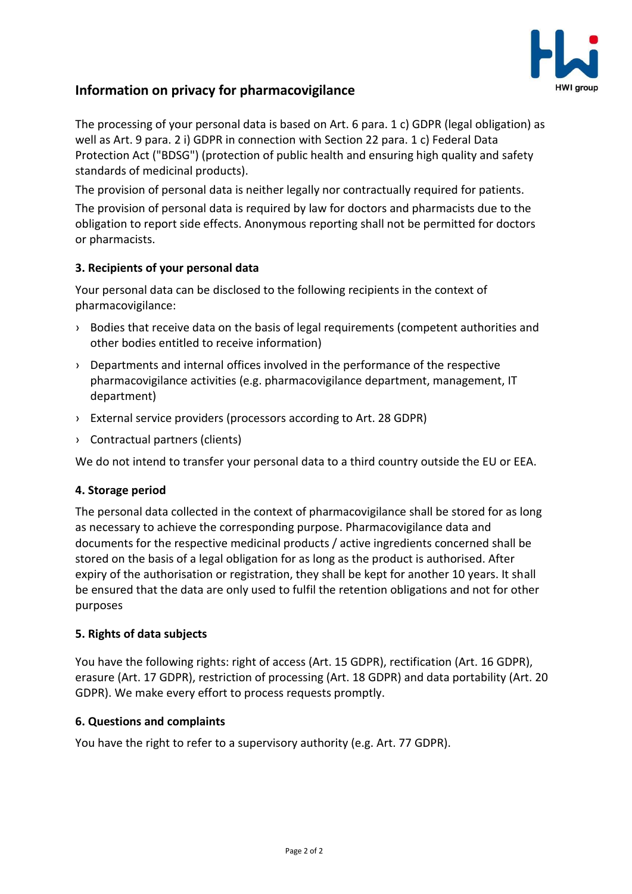## Information on privacy for pharmacovigilance

The processing of your personal data is based on Art. 6 para. 1 c) GDPR (legal obligation) as well as Art. 9 para. 2 i) GDPR in connection with Section 22 para. 1 c) Federal Data Protection Act ("BDSG") (protection of public health and ensuring high quality and safety standards of medicinal products).

The provision of personal data is neither legally nor contractually required for patients.

The provision of personal data is required by law for doctors and pharmacists due to the obligation to report side effects. Anonymous reporting shall not be permitted for doctors or pharmacists.

### 3. Recipients of your personal data

Your personal data can be disclosed to the following recipients in the context of pharmacovigilance:

- Bodies that receive data on the basis of legal requirements (competent authorities and other bodies entitled to receive information)
- Departments and internal offices involved in the performance of the respective pharmacovigilance activities (e.g. pharmacovigilance department, management, IT department)
- External service providers (processors according to Art. 28 GDPR)
- Contractual partners (clients)

We do not intend to transfer your personal data to a third country outside the EU or EEA.

### 4. Storage period

The personal data collected in the context of pharmacovigilance shall be stored for as long as necessary to achieve the corresponding purpose. Pharmacovigilance data and documents for the respective medicinal products / active ingredients concerned shall be stored on the basis of a legal obligation for as long as the product is authorised. After expiry of the authorisation or registration, they shall be kept for another 10 years. It shall be ensured that the data are only used to fulfil the retention obligations and not for other purposes

### 5. Rights of data subjects

You have the following rights: right of access (Art. 15 GDPR), rectification (Art. 16 GDPR), erasure (Art. 17 GDPR), restriction of processing (Art. 18 GDPR) and data portability (Art. 20 GDPR). We make every effort to process requests promptly.

### 6. Questions and complaints

You have the right to refer to a supervisory authority (e.g. Art. 77 GDPR).